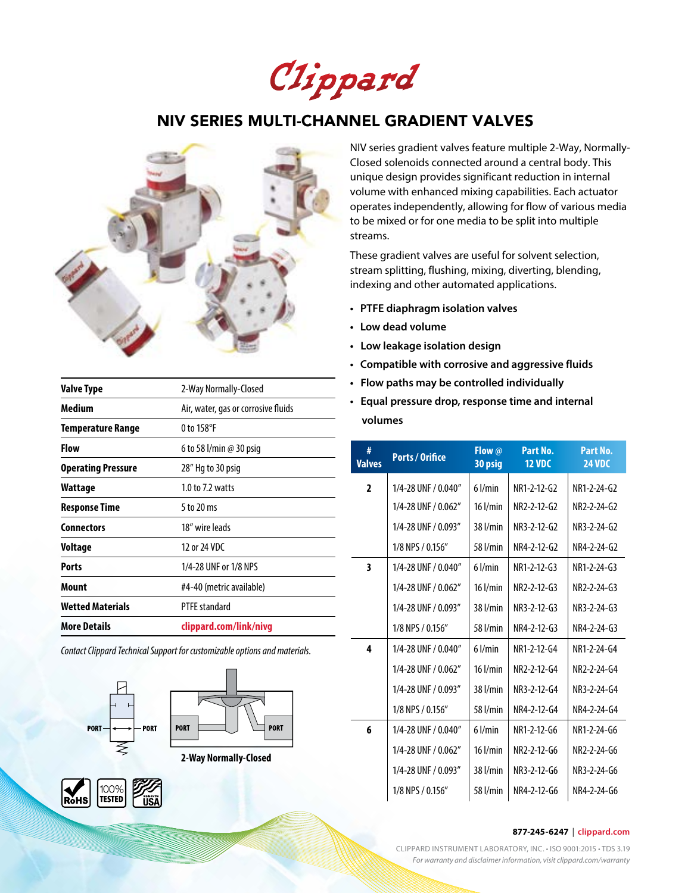# Clippard

## NIV SERIES MULTI-CHANNEL GRADIENT VALVES

NIV series gradient valves feature multiple 2-Way, Normally-Closed solenoids connected around a central body. This unique design provides significant reduction in internal volume with enhanced mixing capabilities. Each actuator operates independently, allowing for flow of various media to be mixed or for one media to be split into multiple streams.

These gradient valves are useful for solvent selection, stream splitting, flushing, mixing, diverting, blending, indexing and other automated applications.

- **PTFE diaphragm isolation valves**
- **Low dead volume**
- **Low leakage isolation design**
- **Compatible with corrosive and aggressive fluids**
- **Flow paths may be controlled individually**
- **Equal pressure drop, response time and internal volumes**

| | |
|---|---|
| **Valve Type** | 2-Way Normally-Closed |
| **Medium** | Air, water, gas or corrosive fluids |
| **Temperature Range** | 0 to 158°F |
| **Flow** | 6 to 58 l/min @ 30 psig |
| **Operating Pressure** | 28" Hg to 30 psig |
| **Wattage** | 1.0 to 7.2 watts |
| **Response Time** | 5 to 20 ms |
| **Connectors** | 18" wire leads |
| **Voltage** | 12 or 24 VDC |
| **Ports** | 1/4-28 UNF or 1/8 NPS |
| **Mount** | #4-40 (metric available) |
| **Wetted Materials** | PTFE standard |
| **More Details** | clippard.com/link/nivg |

*Contact Clippard Technical Support for customizable options and materials.*

PORT PORT

PORT PORT

**2-Way Normally-Closed**

RoHS | 100% TESTED | made in the USA

| # Valves | Ports / Orifice | Flow @ 30 psig | Part No. 12 VDC | Part No. 24 VDC |
|---|---|---|---|---|
| 2 | 1/4-28 UNF / 0.040" | 6 l/min | NR1-2-12-G2 | NR1-2-24-G2 |
| | 1/4-28 UNF / 0.062" | 16 l/min | NR2-2-12-G2 | NR2-2-24-G2 |
| | 1/4-28 UNF / 0.093" | 38 l/min | NR3-2-12-G2 | NR3-2-24-G2 |
| | 1/8 NPS / 0.156" | 58 l/min | NR4-2-12-G2 | NR4-2-24-G2 |
| 3 | 1/4-28 UNF / 0.040" | 6 l/min | NR1-2-12-G3 | NR1-2-24-G3 |
| | 1/4-28 UNF / 0.062" | 16 l/min | NR2-2-12-G3 | NR2-2-24-G3 |
| | 1/4-28 UNF / 0.093" | 38 l/min | NR3-2-12-G3 | NR3-2-24-G3 |
| | 1/8 NPS / 0.156" | 58 l/min | NR4-2-12-G3 | NR4-2-24-G3 |
| 4 | 1/4-28 UNF / 0.040" | 6 l/min | NR1-2-12-G4 | NR1-2-24-G4 |
| | 1/4-28 UNF / 0.062" | 16 l/min | NR2-2-12-G4 | NR2-2-24-G4 |
| | 1/4-28 UNF / 0.093" | 38 l/min | NR3-2-12-G4 | NR3-2-24-G4 |
| | 1/8 NPS / 0.156" | 58 l/min | NR4-2-12-G4 | NR4-2-24-G4 |
| 6 | 1/4-28 UNF / 0.040" | 6 l/min | NR1-2-12-G6 | NR1-2-24-G6 |
| | 1/4-28 UNF / 0.062" | 16 l/min | NR2-2-12-G6 | NR2-2-24-G6 |
| | 1/4-28 UNF / 0.093" | 38 l/min | NR3-2-12-G6 | NR3-2-24-G6 |
| | 1/8 NPS / 0.156" | 58 l/min | NR4-2-12-G6 | NR4-2-24-G6 |

**877-245-6247** | clippard.com

CLIPPARD INSTRUMENT LABORATORY, INC. • ISO 9001:2015 • TDS 3.19

*For warranty and disclaimer information, visit clippard.com/warranty*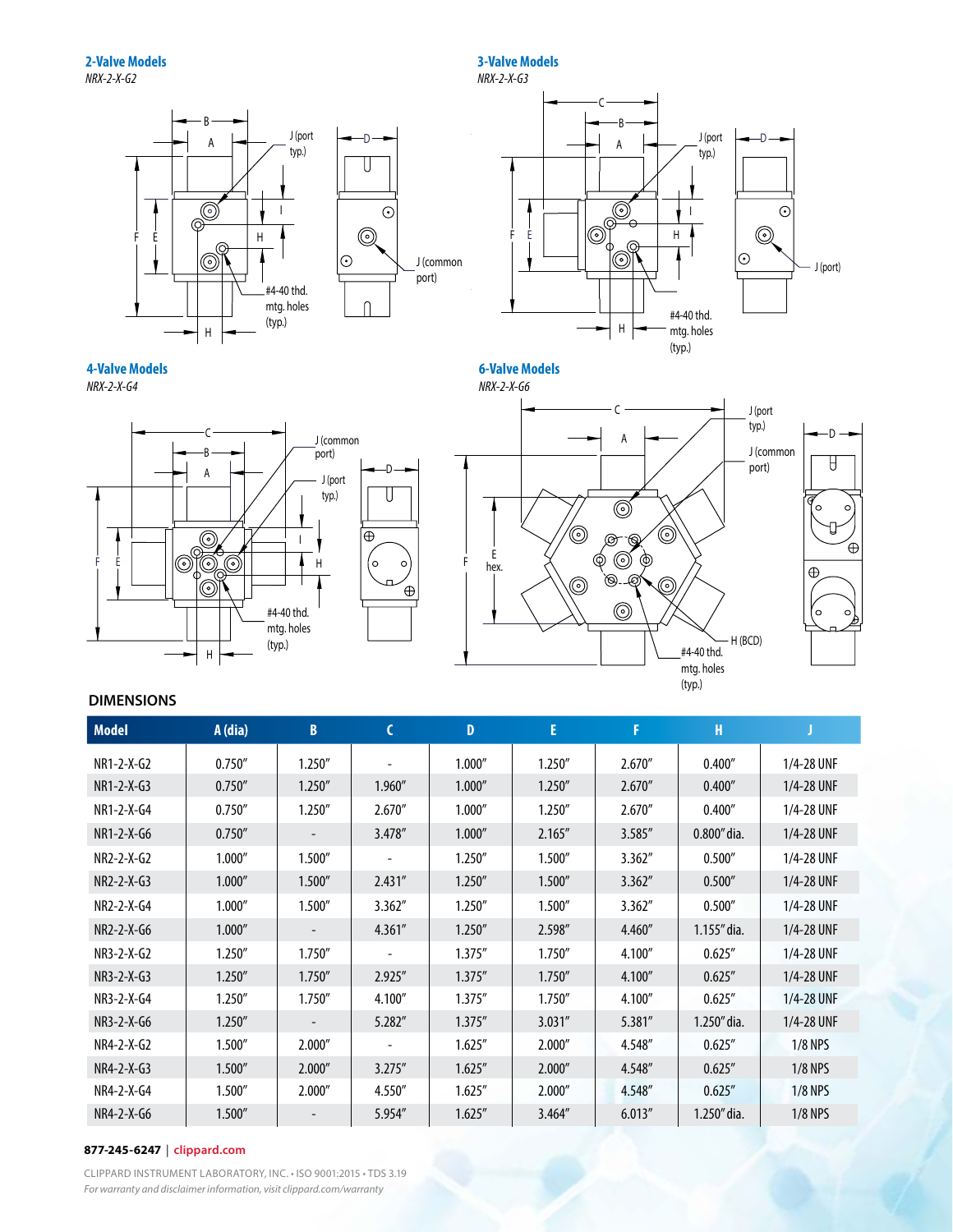## 2-Valve Models

*NRX-2-X-G2*

B
A
J (port typ.)
D
I
F
E
H
J (common port)
#4-40 thd. mtg. holes (typ.)
H

## 3-Valve Models

*NRX-2-X-G3*

C
B
A
J (port typ.)
D
I
F
E
H
J (port)
#4-40 thd. mtg. holes (typ.)
H

## 4-Valve Models

*NRX-2-X-G4*

C
B
A
J (common port)
J (port typ.)
D
I
F
E
H
#4-40 thd. mtg. holes (typ.)
H

## 6-Valve Models

*NRX-2-X-G6*

C
A
J (port typ.)
J (common port)
D
E hex.
F
H (BCD)
#4-40 thd. mtg. holes (typ.)

## DIMENSIONS

| Model | A (dia) | B | C | D | E | F | H | J |
|---|---|---|---|---|---|---|---|---|
| NR1-2-X-G2 | 0.750″ | 1.250″ | - | 1.000″ | 1.250″ | 2.670″ | 0.400″ | 1/4-28 UNF |
| NR1-2-X-G3 | 0.750″ | 1.250″ | 1.960″ | 1.000″ | 1.250″ | 2.670″ | 0.400″ | 1/4-28 UNF |
| NR1-2-X-G4 | 0.750″ | 1.250″ | 2.670″ | 1.000″ | 1.250″ | 2.670″ | 0.400″ | 1/4-28 UNF |
| NR1-2-X-G6 | 0.750″ | - | 3.478″ | 1.000″ | 2.165″ | 3.585″ | 0.800″ dia. | 1/4-28 UNF |
| NR2-2-X-G2 | 1.000″ | 1.500″ | - | 1.250″ | 1.500″ | 3.362″ | 0.500″ | 1/4-28 UNF |
| NR2-2-X-G3 | 1.000″ | 1.500″ | 2.431″ | 1.250″ | 1.500″ | 3.362″ | 0.500″ | 1/4-28 UNF |
| NR2-2-X-G4 | 1.000″ | 1.500″ | 3.362″ | 1.250″ | 1.500″ | 3.362″ | 0.500″ | 1/4-28 UNF |
| NR2-2-X-G6 | 1.000″ | - | 4.361″ | 1.250″ | 2.598″ | 4.460″ | 1.155″ dia. | 1/4-28 UNF |
| NR3-2-X-G2 | 1.250″ | 1.750″ | - | 1.375″ | 1.750″ | 4.100″ | 0.625″ | 1/4-28 UNF |
| NR3-2-X-G3 | 1.250″ | 1.750″ | 2.925″ | 1.375″ | 1.750″ | 4.100″ | 0.625″ | 1/4-28 UNF |
| NR3-2-X-G4 | 1.250″ | 1.750″ | 4.100″ | 1.375″ | 1.750″ | 4.100″ | 0.625″ | 1/4-28 UNF |
| NR3-2-X-G6 | 1.250″ | - | 5.282″ | 1.375″ | 3.031″ | 5.381″ | 1.250″ dia. | 1/4-28 UNF |
| NR4-2-X-G2 | 1.500″ | 2.000″ | - | 1.625″ | 2.000″ | 4.548″ | 0.625″ | 1/8 NPS |
| NR4-2-X-G3 | 1.500″ | 2.000″ | 3.275″ | 1.625″ | 2.000″ | 4.548″ | 0.625″ | 1/8 NPS |
| NR4-2-X-G4 | 1.500″ | 2.000″ | 4.550″ | 1.625″ | 2.000″ | 4.548″ | 0.625″ | 1/8 NPS |
| NR4-2-X-G6 | 1.500″ | - | 5.954″ | 1.625″ | 3.464″ | 6.013″ | 1.250″ dia. | 1/8 NPS |

**877-245-6247** | **clippard.com**

CLIPPARD INSTRUMENT LABORATORY, INC. • ISO 9001:2015 • TDS 3.19

*For warranty and disclaimer information, visit clippard.com/warranty*